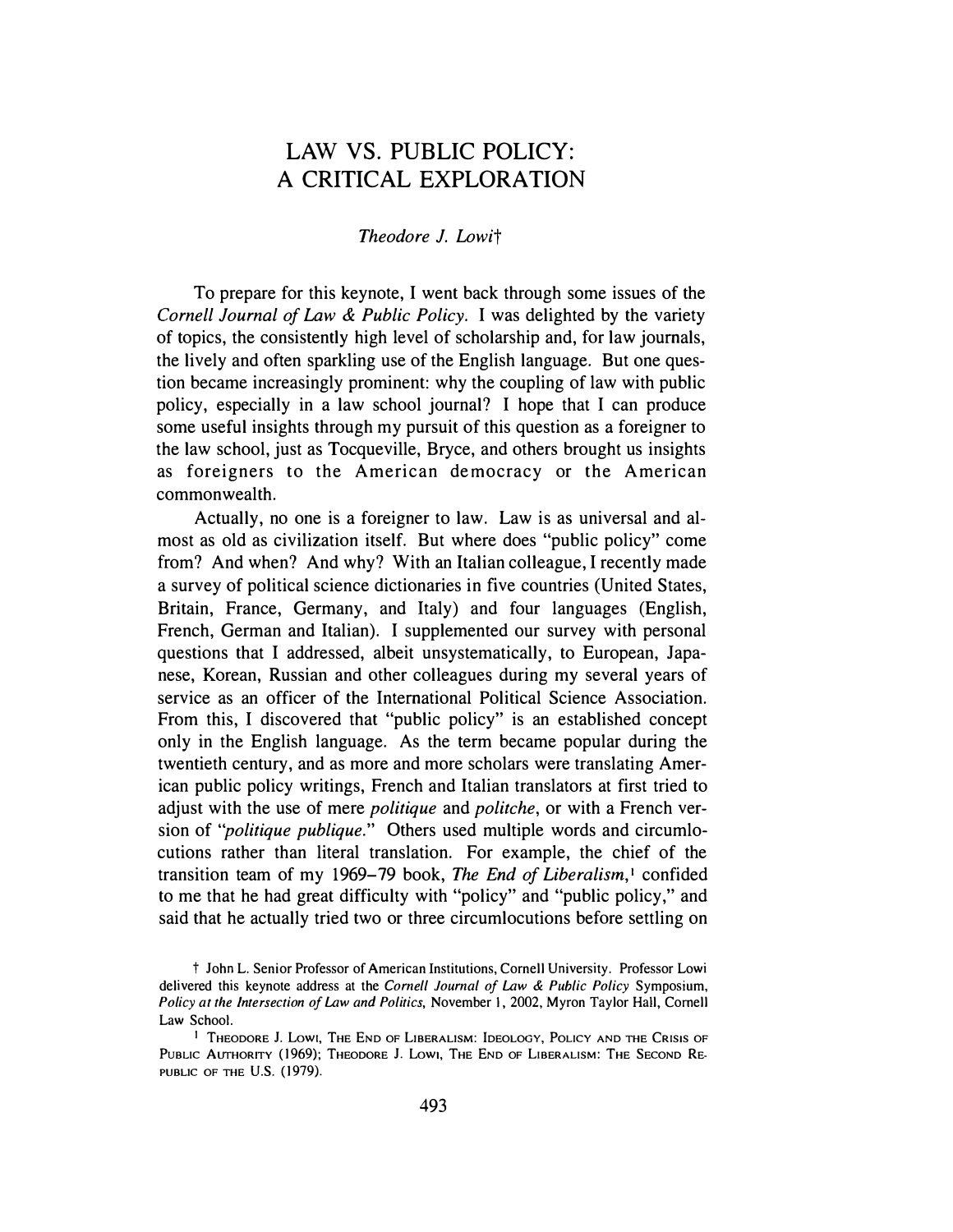# LAW VS. PUBLIC POLICY: A CRITICAL EXPLORATION

*Theodore J. Lowi*†

To prepare for this keynote, I went back through some issues of the *Cornell Journal of Law & Public Policy*. I was delighted by the variety of topics, the consistently high level of scholarship and, for law journals, the lively and often sparkling use of the English language. But one question became increasingly prominent: why the coupling of law with public policy, especially in a law school journal? I hope that I can produce some useful insights through my pursuit of this question as a foreigner to the law school, just as Tocqueville, Bryce, and others brought us insights as foreigners to the American democracy or the American commonwealth.

Actually, no one is a foreigner to law. Law is as universal and almost as old as civilization itself. But where does "public policy" come from? And when? And why? With an Italian colleague, I recently made a survey of political science dictionaries in five countries (United States, Britain, France, Germany, and Italy) and four languages (English, French, German and Italian). I supplemented our survey with personal questions that I addressed, albeit unsystematically, to European, Japanese, Korean, Russian and other colleagues during my several years of service as an officer of the International Political Science Association. From this, I discovered that "public policy" is an established concept only in the English language. As the term became popular during the twentieth century, and as more and more scholars were translating American public policy writings, French and Italian translators at first tried to adjust with the use of mere *politique* and *politche*, or with a French version of *"politique publique."* Others used multiple words and circumlocutions rather than literal translation. For example, the chief of the transition team of my 1969–79 book, *The End of Liberalism*,[1] confided to me that he had great difficulty with "policy" and "public policy," and said that he actually tried two or three circumlocutions before settling on

---

† John L. Senior Professor of American Institutions, Cornell University. Professor Lowi delivered this keynote address at the *Cornell Journal of Law & Public Policy* Symposium, *Policy at the Intersection of Law and Politics*, November 1, 2002, Myron Taylor Hall, Cornell Law School.

[1] THEODORE J. LOWI, THE END OF LIBERALISM: IDEOLOGY, POLICY AND THE CRISIS OF PUBLIC AUTHORITY (1969); THEODORE J. LOWI, THE END OF LIBERALISM: THE SECOND REPUBLIC OF THE U.S. (1979).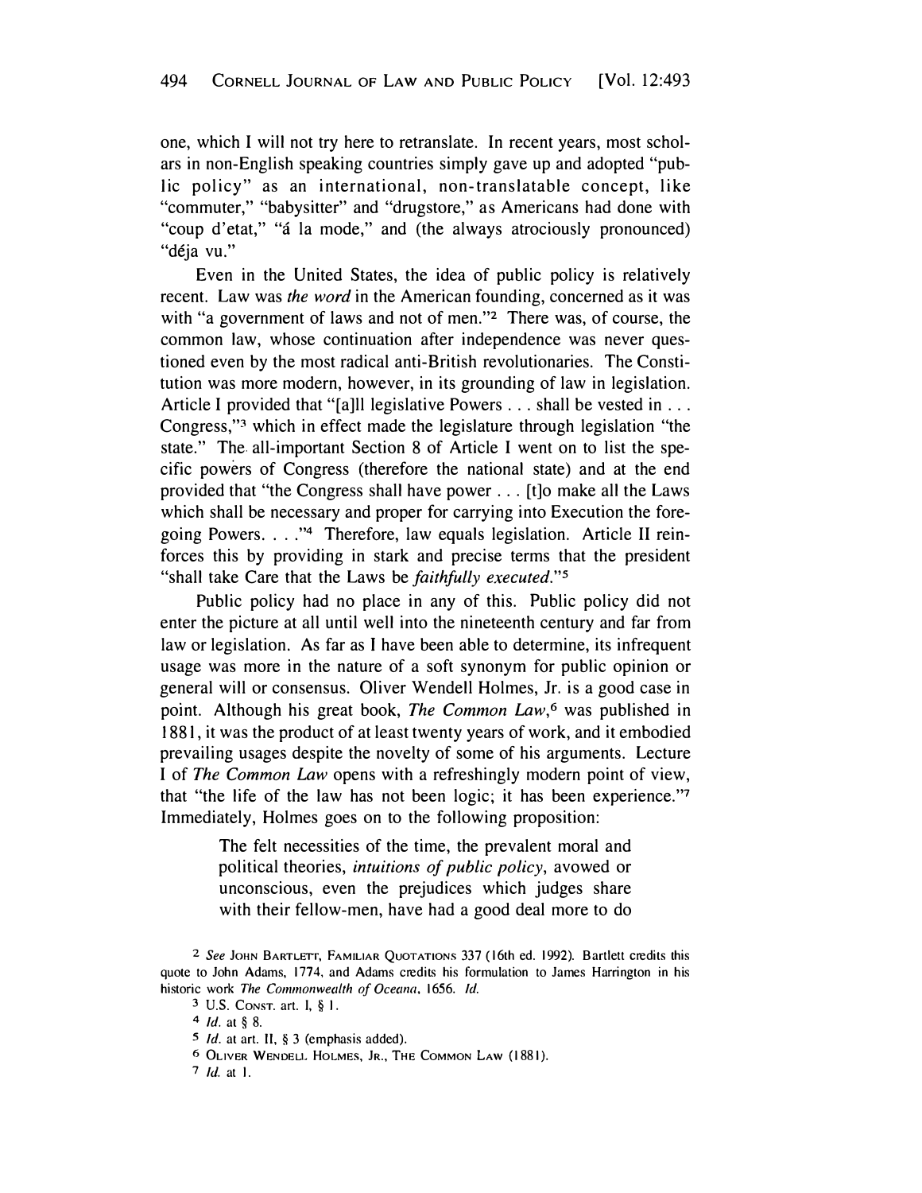one, which I will not try here to retranslate. In recent years, most scholars in non-English speaking countries simply gave up and adopted "public policy" as an international, non-translatable concept, like "commuter," "babysitter" and "drugstore," as Americans had done with "coup d'etat," "á la mode," and (the always atrociously pronounced) "déja vu."

Even in the United States, the idea of public policy is relatively recent. Law was *the word* in the American founding, concerned as it was with "a government of laws and not of men."[2] There was, of course, the common law, whose continuation after independence was never questioned even by the most radical anti-British revolutionaries. The Constitution was more modern, however, in its grounding of law in legislation. Article I provided that "[a]ll legislative Powers . . . shall be vested in . . . Congress,"[3] which in effect made the legislature through legislation "the state." The all-important Section 8 of Article I went on to list the specific powers of Congress (therefore the national state) and at the end provided that "the Congress shall have power . . . [t]o make all the Laws which shall be necessary and proper for carrying into Execution the foregoing Powers. . . ."[4] Therefore, law equals legislation. Article II reinforces this by providing in stark and precise terms that the president "shall take Care that the Laws be *faithfully executed*."[5]

Public policy had no place in any of this. Public policy did not enter the picture at all until well into the nineteenth century and far from law or legislation. As far as I have been able to determine, its infrequent usage was more in the nature of a soft synonym for public opinion or general will or consensus. Oliver Wendell Holmes, Jr. is a good case in point. Although his great book, *The Common Law*,[6] was published in 1881, it was the product of at least twenty years of work, and it embodied prevailing usages despite the novelty of some of his arguments. Lecture I of *The Common Law* opens with a refreshingly modern point of view, that "the life of the law has not been logic; it has been experience."[7] Immediately, Holmes goes on to the following proposition:

> The felt necessities of the time, the prevalent moral and political theories, *intuitions of public policy*, avowed or unconscious, even the prejudices which judges share with their fellow-men, have had a good deal more to do

[2] *See* JOHN BARTLETT, FAMILIAR QUOTATIONS 337 (16th ed. 1992). Bartlett credits this quote to John Adams, 1774, and Adams credits his formulation to James Harrington in his historic work *The Commonwealth of Oceana*, 1656. *Id.*

[3] U.S. CONST. art. I, § 1.

[4] *Id.* at § 8.

[5] *Id.* at art. II, § 3 (emphasis added).

[6] OLIVER WENDELL HOLMES, JR., THE COMMON LAW (1881).

[7] *Id.* at 1.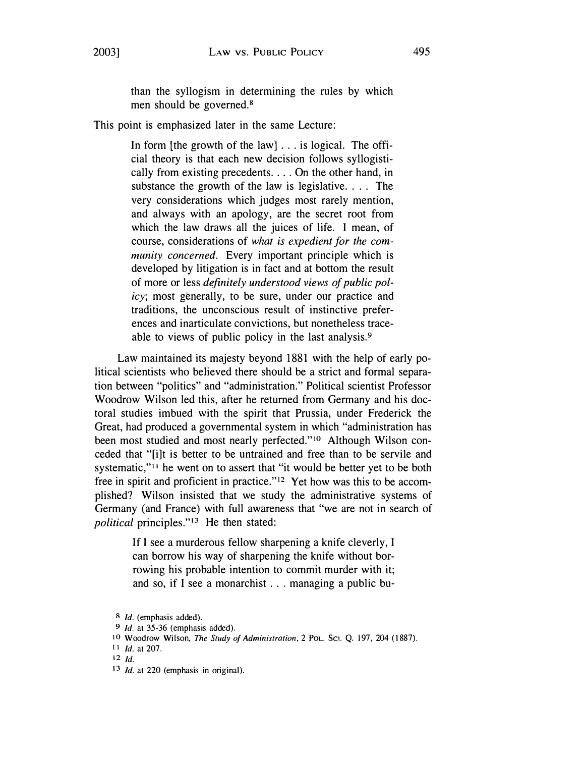> than the syllogism in determining the rules by which men should be governed.[8]

This point is emphasized later in the same Lecture:

> In form [the growth of the law] . . . is logical. The official theory is that each new decision follows syllogistically from existing precedents. . . . On the other hand, in substance the growth of the law is legislative. . . . The very considerations which judges most rarely mention, and always with an apology, are the secret root from which the law draws all the juices of life. I mean, of course, considerations of *what is expedient for the community concerned*. Every important principle which is developed by litigation is in fact and at bottom the result of more or less *definitely understood views of public policy*; most generally, to be sure, under our practice and traditions, the unconscious result of instinctive preferences and inarticulate convictions, but nonetheless traceable to views of public policy in the last analysis.[9]

Law maintained its majesty beyond 1881 with the help of early political scientists who believed there should be a strict and formal separation between "politics" and "administration." Political scientist Professor Woodrow Wilson led this, after he returned from Germany and his doctoral studies imbued with the spirit that Prussia, under Frederick the Great, had produced a governmental system in which "administration has been most studied and most nearly perfected."[10] Although Wilson conceded that "[i]t is better to be untrained and free than to be servile and systematic,"[11] he went on to assert that "it would be better yet to be both free in spirit and proficient in practice."[12] Yet how was this to be accomplished? Wilson insisted that we study the administrative systems of Germany (and France) with full awareness that "we are not in search of *political* principles."[13] He then stated:

> If I see a murderous fellow sharpening a knife cleverly, I can borrow his way of sharpening the knife without borrowing his probable intention to commit murder with it; and so, if I see a monarchist . . . managing a public bu-

[8] *Id.* (emphasis added).

[9] *Id.* at 35-36 (emphasis added).

[10] Woodrow Wilson, *The Study of Administration*, 2 POL. SCI. Q. 197, 204 (1887).

[11] *Id.* at 207.

[12] *Id.*

[13] *Id.* at 220 (emphasis in original).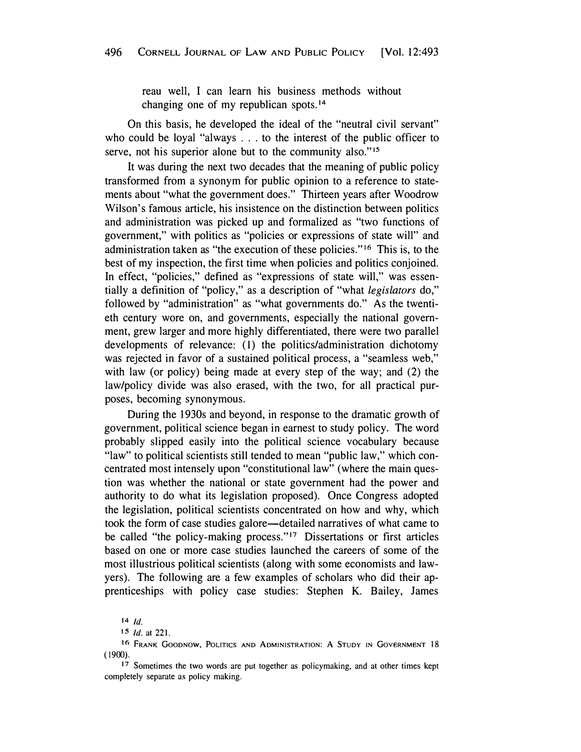reau well, I can learn his business methods without changing one of my republican spots.[14]

On this basis, he developed the ideal of the "neutral civil servant" who could be loyal "always . . . to the interest of the public officer to serve, not his superior alone but to the community also."[15]

It was during the next two decades that the meaning of public policy transformed from a synonym for public opinion to a reference to statements about "what the government does." Thirteen years after Woodrow Wilson's famous article, his insistence on the distinction between politics and administration was picked up and formalized as "two functions of government," with politics as "policies or expressions of state will" and administration taken as "the execution of these policies."[16] This is, to the best of my inspection, the first time when policies and politics conjoined. In effect, "policies," defined as "expressions of state will," was essentially a definition of "policy," as a description of "what *legislators* do," followed by "administration" as "what governments do." As the twentieth century wore on, and governments, especially the national government, grew larger and more highly differentiated, there were two parallel developments of relevance: (1) the politics/administration dichotomy was rejected in favor of a sustained political process, a "seamless web," with law (or policy) being made at every step of the way; and (2) the law/policy divide was also erased, with the two, for all practical purposes, becoming synonymous.

During the 1930s and beyond, in response to the dramatic growth of government, political science began in earnest to study policy. The word probably slipped easily into the political science vocabulary because "law" to political scientists still tended to mean "public law," which concentrated most intensely upon "constitutional law" (where the main question was whether the national or state government had the power and authority to do what its legislation proposed). Once Congress adopted the legislation, political scientists concentrated on how and why, which took the form of case studies galore—detailed narratives of what came to be called "the policy-making process."[17] Dissertations or first articles based on one or more case studies launched the careers of some of the most illustrious political scientists (along with some economists and lawyers). The following are a few examples of scholars who did their apprenticeships with policy case studies: Stephen K. Bailey, James

[14] *Id.*

[15] *Id.* at 221.

[16] FRANK GOODNOW, POLITICS AND ADMINISTRATION: A STUDY IN GOVERNMENT 18 (1900).

[17] Sometimes the two words are put together as policymaking, and at other times kept completely separate as policy making.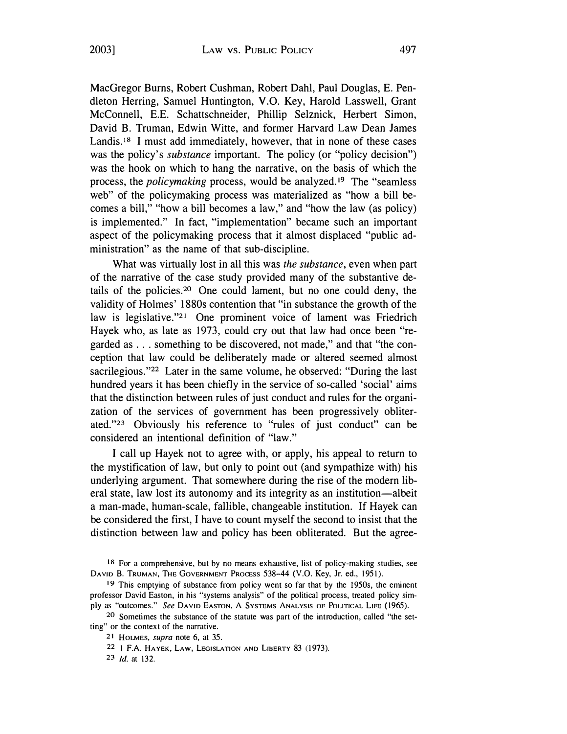MacGregor Burns, Robert Cushman, Robert Dahl, Paul Douglas, E. Pendleton Herring, Samuel Huntington, V.O. Key, Harold Lasswell, Grant McConnell, E.E. Schattschneider, Phillip Selznick, Herbert Simon, David B. Truman, Edwin Witte, and former Harvard Law Dean James Landis.[18] I must add immediately, however, that in none of these cases was the policy's *substance* important. The policy (or "policy decision") was the hook on which to hang the narrative, on the basis of which the process, the *policymaking* process, would be analyzed.[19] The "seamless web" of the policymaking process was materialized as "how a bill becomes a bill," "how a bill becomes a law," and "how the law (as policy) is implemented." In fact, "implementation" became such an important aspect of the policymaking process that it almost displaced "public administration" as the name of that sub-discipline.

What was virtually lost in all this was *the substance*, even when part of the narrative of the case study provided many of the substantive details of the policies.[20] One could lament, but no one could deny, the validity of Holmes' 1880s contention that "in substance the growth of the law is legislative."[21] One prominent voice of lament was Friedrich Hayek who, as late as 1973, could cry out that law had once been "regarded as . . . something to be discovered, not made," and that "the conception that law could be deliberately made or altered seemed almost sacrilegious."[22] Later in the same volume, he observed: "During the last hundred years it has been chiefly in the service of so-called 'social' aims that the distinction between rules of just conduct and rules for the organization of the services of government has been progressively obliterated."[23] Obviously his reference to "rules of just conduct" can be considered an intentional definition of "law."

I call up Hayek not to agree with, or apply, his appeal to return to the mystification of law, but only to point out (and sympathize with) his underlying argument. That somewhere during the rise of the modern liberal state, law lost its autonomy and its integrity as an institution—albeit a man-made, human-scale, fallible, changeable institution. If Hayek can be considered the first, I have to count myself the second to insist that the distinction between law and policy has been obliterated. But the agree-

---

[18] For a comprehensive, but by no means exhaustive, list of policy-making studies, see David B. Truman, The Government Process 538–44 (V.O. Key, Jr. ed., 1951).

[19] This emptying of substance from policy went so far that by the 1950s, the eminent professor David Easton, in his "systems analysis" of the political process, treated policy simply as "outcomes." *See* David Easton, A Systems Analysis of Political Life (1965).

[20] Sometimes the substance of the statute was part of the introduction, called "the setting" or the context of the narrative.

[21] Holmes, *supra* note 6, at 35.

[22] 1 F.A. Hayek, Law, Legislation and Liberty 83 (1973).

[23] *Id.* at 132.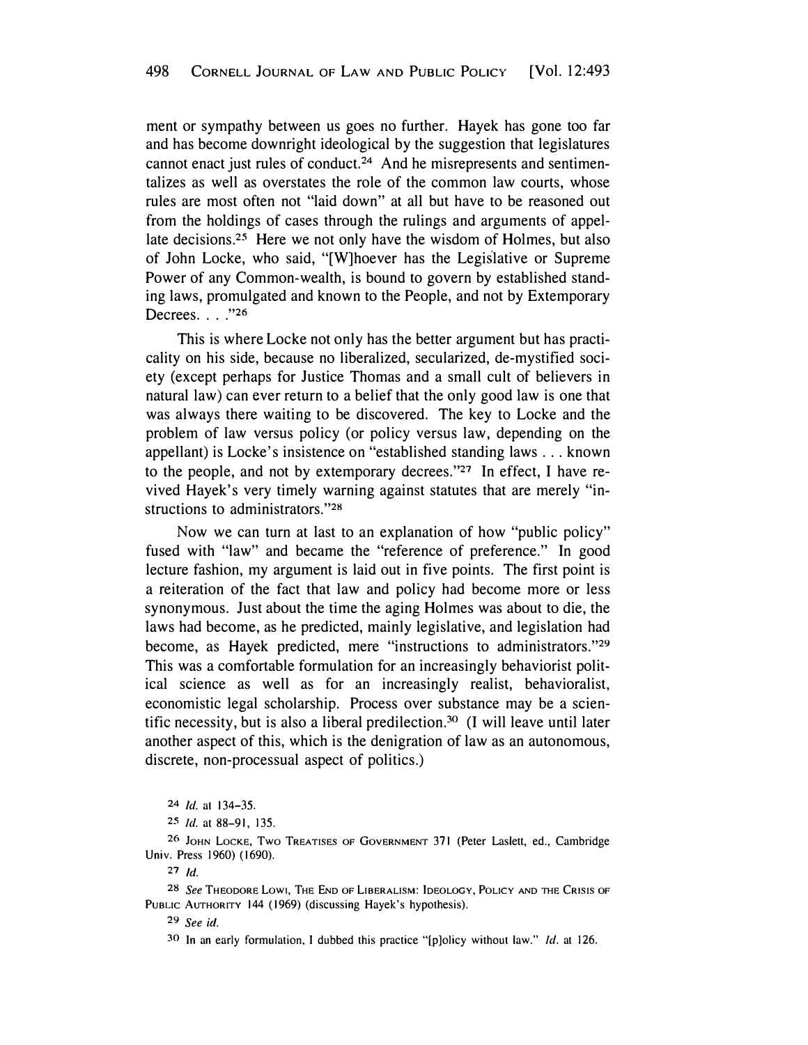ment or sympathy between us goes no further. Hayek has gone too far and has become downright ideological by the suggestion that legislatures cannot enact just rules of conduct.[24] And he misrepresents and sentimentalizes as well as overstates the role of the common law courts, whose rules are most often not "laid down" at all but have to be reasoned out from the holdings of cases through the rulings and arguments of appellate decisions.[25] Here we not only have the wisdom of Holmes, but also of John Locke, who said, "[W]hoever has the Legislative or Supreme Power of any Common-wealth, is bound to govern by established standing laws, promulgated and known to the People, and not by Extemporary Decrees. . . ."[26]

This is where Locke not only has the better argument but has practicality on his side, because no liberalized, secularized, de-mystified society (except perhaps for Justice Thomas and a small cult of believers in natural law) can ever return to a belief that the only good law is one that was always there waiting to be discovered. The key to Locke and the problem of law versus policy (or policy versus law, depending on the appellant) is Locke's insistence on "established standing laws . . . known to the people, and not by extemporary decrees."[27] In effect, I have revived Hayek's very timely warning against statutes that are merely "instructions to administrators."[28]

Now we can turn at last to an explanation of how "public policy" fused with "law" and became the "reference of preference." In good lecture fashion, my argument is laid out in five points. The first point is a reiteration of the fact that law and policy had become more or less synonymous. Just about the time the aging Holmes was about to die, the laws had become, as he predicted, mainly legislative, and legislation had become, as Hayek predicted, mere "instructions to administrators."[29] This was a comfortable formulation for an increasingly behaviorist political science as well as for an increasingly realist, behavioralist, economistic legal scholarship. Process over substance may be a scientific necessity, but is also a liberal predilection.[30] (I will leave until later another aspect of this, which is the denigration of law as an autonomous, discrete, non-processual aspect of politics.)

[24] *Id.* at 134–35.

[25] *Id.* at 88–91, 135.

[26] JOHN LOCKE, TWO TREATISES OF GOVERNMENT 371 (Peter Laslett, ed., Cambridge Univ. Press 1960) (1690).

[27] *Id.*

[28] *See* THEODORE LOWI, THE END OF LIBERALISM: IDEOLOGY, POLICY AND THE CRISIS OF PUBLIC AUTHORITY 144 (1969) (discussing Hayek's hypothesis).

[29] *See id.*

[30] In an early formulation, I dubbed this practice "[p]olicy without law." *Id.* at 126.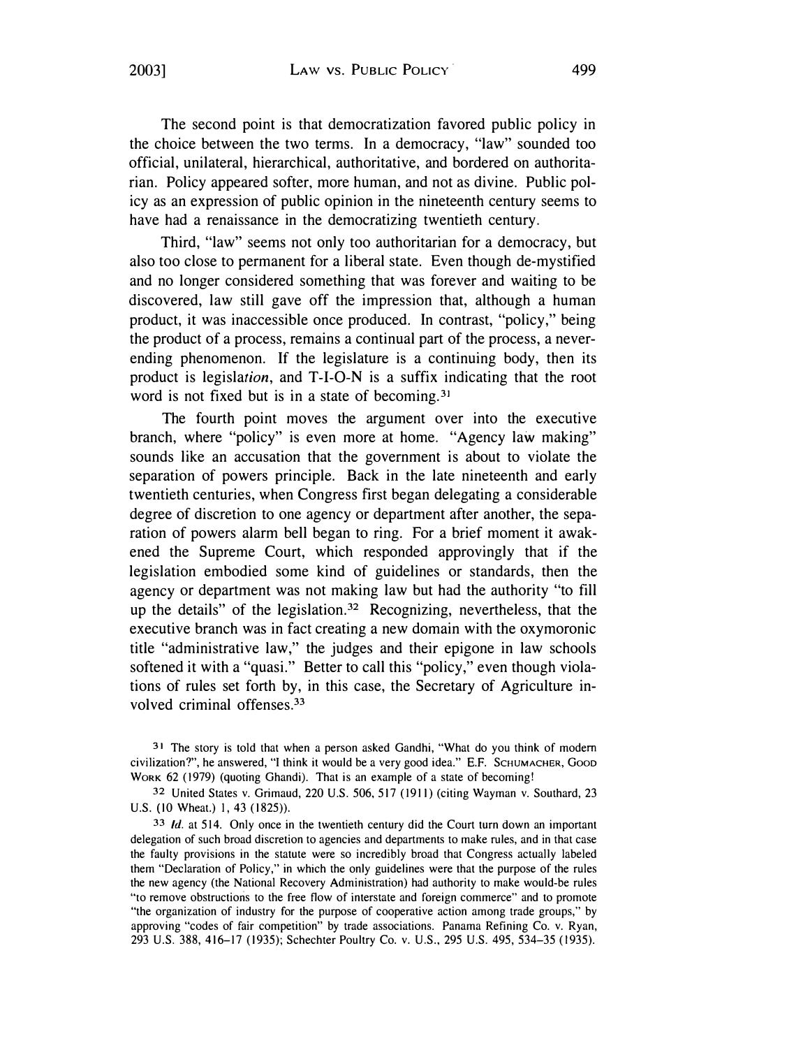The second point is that democratization favored public policy in the choice between the two terms. In a democracy, "law" sounded too official, unilateral, hierarchical, authoritative, and bordered on authoritarian. Policy appeared softer, more human, and not as divine. Public policy as an expression of public opinion in the nineteenth century seems to have had a renaissance in the democratizing twentieth century.

Third, "law" seems not only too authoritarian for a democracy, but also too close to permanent for a liberal state. Even though de-mystified and no longer considered something that was forever and waiting to be discovered, law still gave off the impression that, although a human product, it was inaccessible once produced. In contrast, "policy," being the product of a process, remains a continual part of the process, a never-ending phenomenon. If the legislature is a continuing body, then its product is legisla*tion*, and T-I-O-N is a suffix indicating that the root word is not fixed but is in a state of becoming.[31]

The fourth point moves the argument over into the executive branch, where "policy" is even more at home. "Agency law making" sounds like an accusation that the government is about to violate the separation of powers principle. Back in the late nineteenth and early twentieth centuries, when Congress first began delegating a considerable degree of discretion to one agency or department after another, the separation of powers alarm bell began to ring. For a brief moment it awakened the Supreme Court, which responded approvingly that if the legislation embodied some kind of guidelines or standards, then the agency or department was not making law but had the authority "to fill up the details" of the legislation.[32] Recognizing, nevertheless, that the executive branch was in fact creating a new domain with the oxymoronic title "administrative law," the judges and their epigone in law schools softened it with a "quasi." Better to call this "policy," even though violations of rules set forth by, in this case, the Secretary of Agriculture involved criminal offenses.[33]

[31] The story is told that when a person asked Gandhi, "What do you think of modern civilization?", he answered, "I think it would be a very good idea." E.F. SCHUMACHER, GOOD WORK 62 (1979) (quoting Ghandi). That is an example of a state of becoming!

[32] United States v. Grimaud, 220 U.S. 506, 517 (1911) (citing Wayman v. Southard, 23 U.S. (10 Wheat.) 1, 43 (1825)).

[33] *Id.* at 514. Only once in the twentieth century did the Court turn down an important delegation of such broad discretion to agencies and departments to make rules, and in that case the faulty provisions in the statute were so incredibly broad that Congress actually labeled them "Declaration of Policy," in which the only guidelines were that the purpose of the rules the new agency (the National Recovery Administration) had authority to make would-be rules "to remove obstructions to the free flow of interstate and foreign commerce" and to promote "the organization of industry for the purpose of cooperative action among trade groups," by approving "codes of fair competition" by trade associations. Panama Refining Co. v. Ryan, 293 U.S. 388, 416–17 (1935); Schechter Poultry Co. v. U.S., 295 U.S. 495, 534–35 (1935).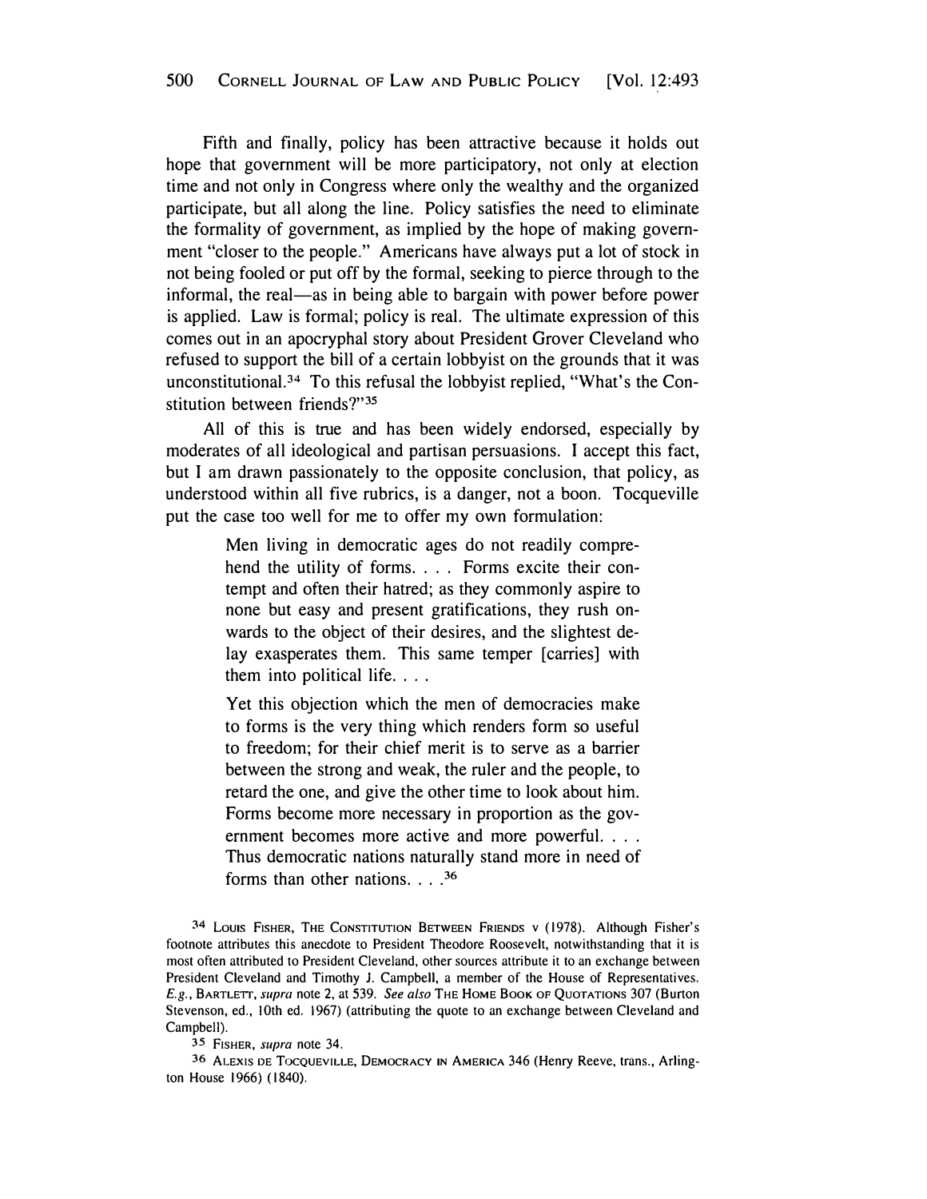Fifth and finally, policy has been attractive because it holds out hope that government will be more participatory, not only at election time and not only in Congress where only the wealthy and the organized participate, but all along the line. Policy satisfies the need to eliminate the formality of government, as implied by the hope of making government "closer to the people." Americans have always put a lot of stock in not being fooled or put off by the formal, seeking to pierce through to the informal, the real—as in being able to bargain with power before power is applied. Law is formal; policy is real. The ultimate expression of this comes out in an apocryphal story about President Grover Cleveland who refused to support the bill of a certain lobbyist on the grounds that it was unconstitutional.[34] To this refusal the lobbyist replied, "What's the Constitution between friends?"[35]

All of this is true and has been widely endorsed, especially by moderates of all ideological and partisan persuasions. I accept this fact, but I am drawn passionately to the opposite conclusion, that policy, as understood within all five rubrics, is a danger, not a boon. Tocqueville put the case too well for me to offer my own formulation:

> Men living in democratic ages do not readily comprehend the utility of forms. . . . Forms excite their contempt and often their hatred; as they commonly aspire to none but easy and present gratifications, they rush onwards to the object of their desires, and the slightest delay exasperates them. This same temper [carries] with them into political life. . . .
>
> Yet this objection which the men of democracies make to forms is the very thing which renders form so useful to freedom; for their chief merit is to serve as a barrier between the strong and weak, the ruler and the people, to retard the one, and give the other time to look about him. Forms become more necessary in proportion as the government becomes more active and more powerful. . . . Thus democratic nations naturally stand more in need of forms than other nations. . . .[36]

---

[34] LOUIS FISHER, THE CONSTITUTION BETWEEN FRIENDS v (1978). Although Fisher's footnote attributes this anecdote to President Theodore Roosevelt, notwithstanding that it is most often attributed to President Cleveland, other sources attribute it to an exchange between President Cleveland and Timothy J. Campbell, a member of the House of Representatives. *E.g.*, BARTLETT, *supra* note 2, at 539. *See also* THE HOME BOOK OF QUOTATIONS 307 (Burton Stevenson, ed., 10th ed. 1967) (attributing the quote to an exchange between Cleveland and Campbell).

[35] FISHER, *supra* note 34.

[36] ALEXIS DE TOCQUEVILLE, DEMOCRACY IN AMERICA 346 (Henry Reeve, trans., Arlington House 1966) (1840).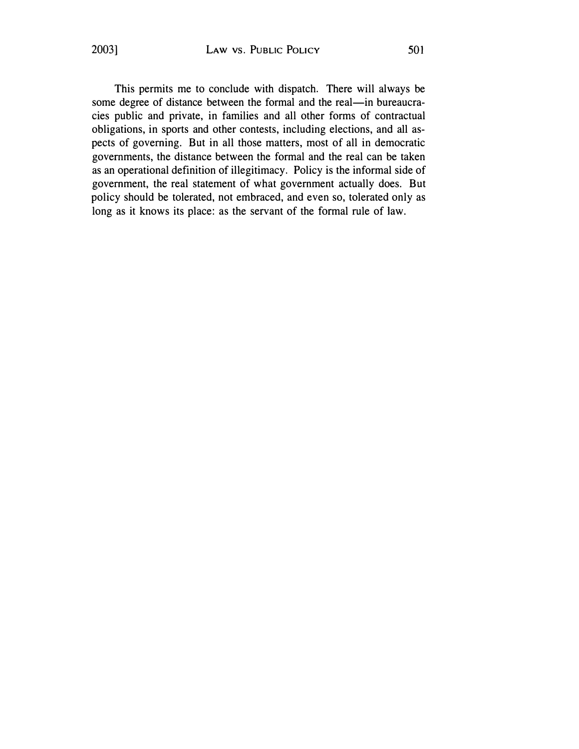This permits me to conclude with dispatch. There will always be some degree of distance between the formal and the real—in bureaucracies public and private, in families and all other forms of contractual obligations, in sports and other contests, including elections, and all aspects of governing. But in all those matters, most of all in democratic governments, the distance between the formal and the real can be taken as an operational definition of illegitimacy. Policy is the informal side of government, the real statement of what government actually does. But policy should be tolerated, not embraced, and even so, tolerated only as long as it knows its place: as the servant of the formal rule of law.